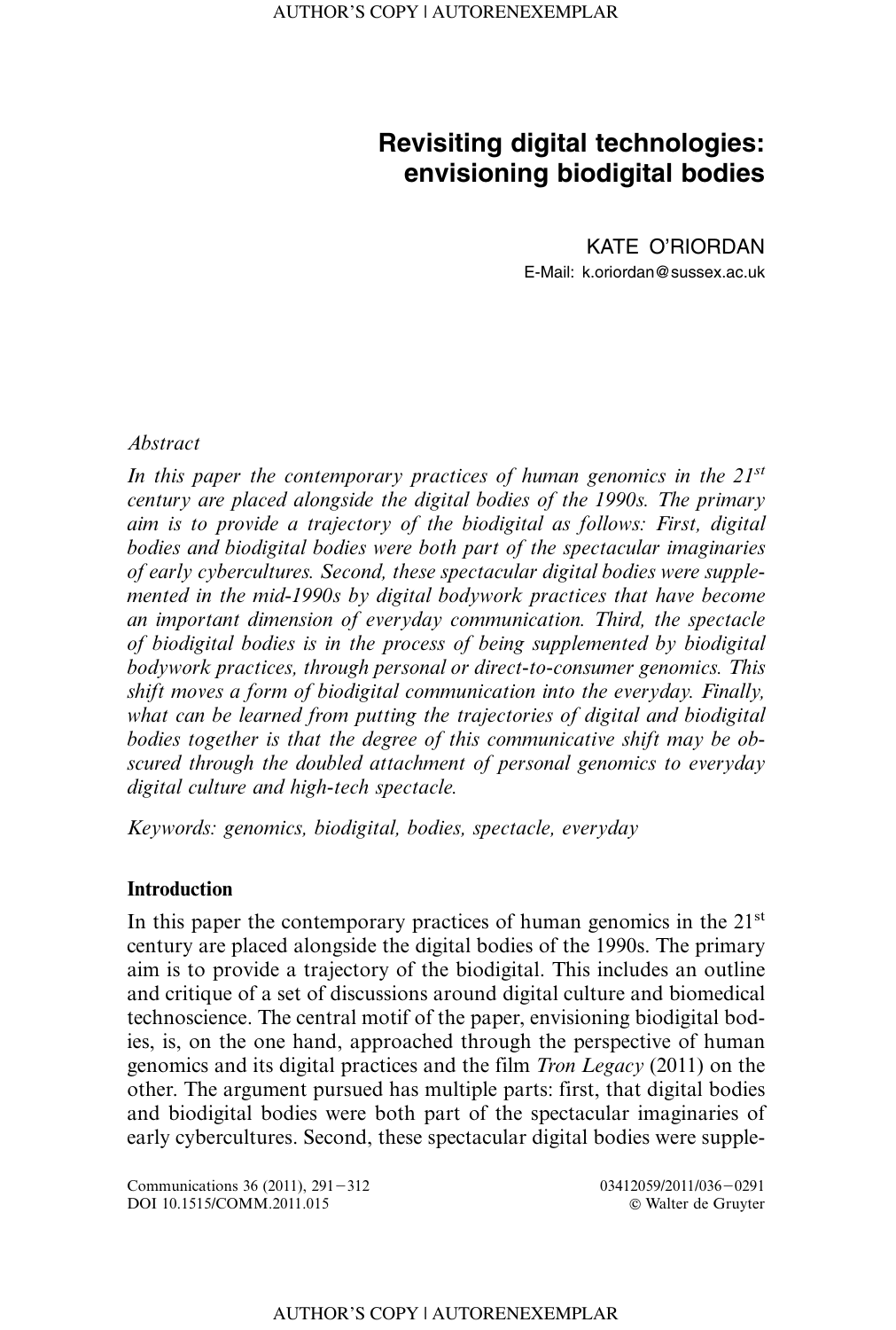# Revisiting digital technologies: envisioning biodigital bodies

KATE O'RIORDAN

E-Mail: k.oriordan@sussex.ac.uk

*Abstract*

*In this paper the contemporary practices of human genomics in the 21st century are placed alongside the digital bodies of the 1990s. The primary aim is to provide a trajectory of the biodigital as follows: First, digital bodies and biodigital bodies were both part of the spectacular imaginaries of early cybercultures. Second, these spectacular digital bodies were supplemented in the mid-1990s by digital bodywork practices that have become an important dimension of everyday communication. Third, the spectacle of biodigital bodies is in the process of being supplemented by biodigital bodywork practices, through personal or direct-to-consumer genomics. This shift moves a form of biodigital communication into the everyday. Finally, what can be learned from putting the trajectories of digital and biodigital bodies together is that the degree of this communicative shift may be obscured through the doubled attachment of personal genomics to everyday digital culture and high-tech spectacle.*

*Keywords: genomics, biodigital, bodies, spectacle, everyday*

## Introduction

In this paper the contemporary practices of human genomics in the 21st century are placed alongside the digital bodies of the 1990s. The primary aim is to provide a trajectory of the biodigital. This includes an outline and critique of a set of discussions around digital culture and biomedical technoscience. The central motif of the paper, envisioning biodigital bodies, is, on the one hand, approached through the perspective of human genomics and its digital practices and the film *Tron Legacy* (2011) on the other. The argument pursued has multiple parts: first, that digital bodies and biodigital bodies were both part of the spectacular imaginaries of early cybercultures. Second, these spectacular digital bodies were supple-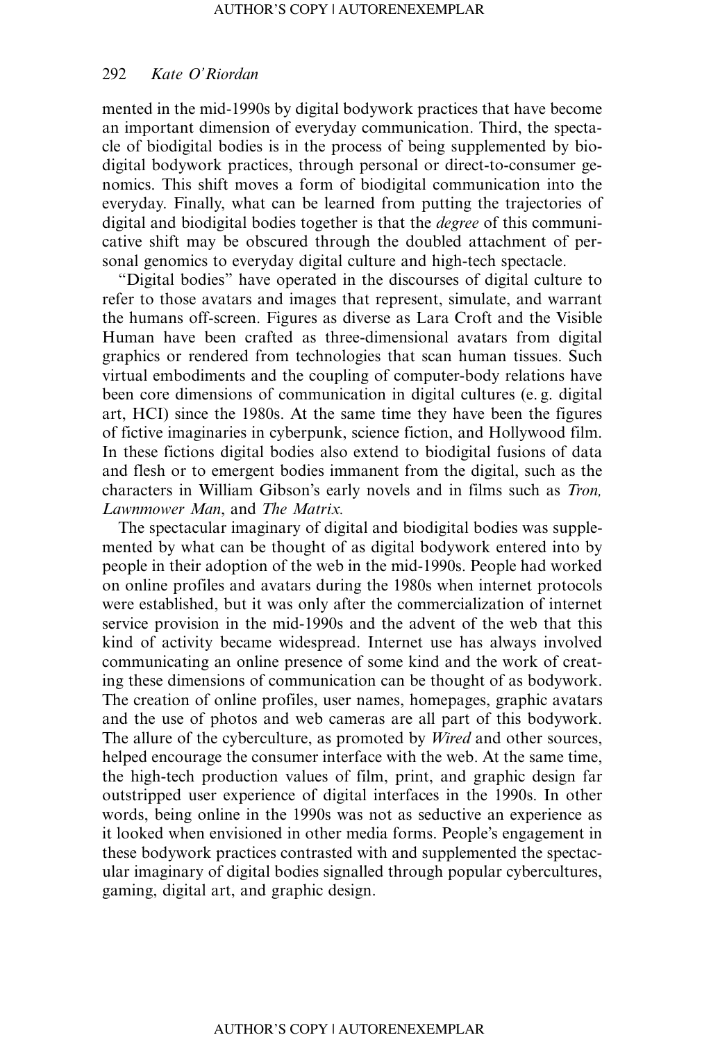mented in the mid-1990s by digital bodywork practices that have become an important dimension of everyday communication. Third, the spectacle of biodigital bodies is in the process of being supplemented by biodigital bodywork practices, through personal or direct-to-consumer genomics. This shift moves a form of biodigital communication into the everyday. Finally, what can be learned from putting the trajectories of digital and biodigital bodies together is that the *degree* of this communicative shift may be obscured through the doubled attachment of personal genomics to everyday digital culture and high-tech spectacle.

"Digital bodies" have operated in the discourses of digital culture to refer to those avatars and images that represent, simulate, and warrant the humans off-screen. Figures as diverse as Lara Croft and the Visible Human have been crafted as three-dimensional avatars from digital graphics or rendered from technologies that scan human tissues. Such virtual embodiments and the coupling of computer-body relations have been core dimensions of communication in digital cultures (e. g. digital art, HCI) since the 1980s. At the same time they have been the figures of fictive imaginaries in cyberpunk, science fiction, and Hollywood film. In these fictions digital bodies also extend to biodigital fusions of data and flesh or to emergent bodies immanent from the digital, such as the characters in William Gibson's early novels and in films such as *Tron, Lawnmower Man*, and *The Matrix.*

The spectacular imaginary of digital and biodigital bodies was supplemented by what can be thought of as digital bodywork entered into by people in their adoption of the web in the mid-1990s. People had worked on online profiles and avatars during the 1980s when internet protocols were established, but it was only after the commercialization of internet service provision in the mid-1990s and the advent of the web that this kind of activity became widespread. Internet use has always involved communicating an online presence of some kind and the work of creating these dimensions of communication can be thought of as bodywork. The creation of online profiles, user names, homepages, graphic avatars and the use of photos and web cameras are all part of this bodywork. The allure of the cyberculture, as promoted by *Wired* and other sources, helped encourage the consumer interface with the web. At the same time, the high-tech production values of film, print, and graphic design far outstripped user experience of digital interfaces in the 1990s. In other words, being online in the 1990s was not as seductive an experience as it looked when envisioned in other media forms. People's engagement in these bodywork practices contrasted with and supplemented the spectacular imaginary of digital bodies signalled through popular cybercultures, gaming, digital art, and graphic design.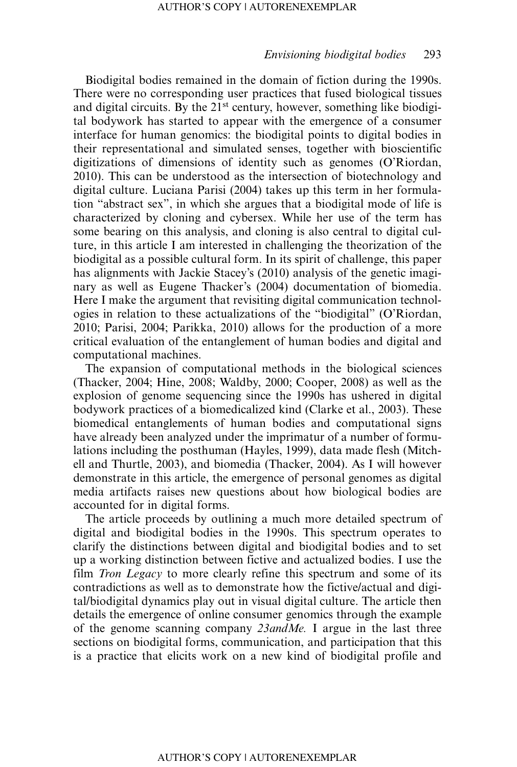Biodigital bodies remained in the domain of fiction during the 1990s. There were no corresponding user practices that fused biological tissues and digital circuits. By the 21st century, however, something like biodigital bodywork has started to appear with the emergence of a consumer interface for human genomics: the biodigital points to digital bodies in their representational and simulated senses, together with bioscientific digitizations of dimensions of identity such as genomes (O'Riordan, 2010). This can be understood as the intersection of biotechnology and digital culture. Luciana Parisi (2004) takes up this term in her formulation "abstract sex", in which she argues that a biodigital mode of life is characterized by cloning and cybersex. While her use of the term has some bearing on this analysis, and cloning is also central to digital culture, in this article I am interested in challenging the theorization of the biodigital as a possible cultural form. In its spirit of challenge, this paper has alignments with Jackie Stacey's (2010) analysis of the genetic imaginary as well as Eugene Thacker's (2004) documentation of biomedia. Here I make the argument that revisiting digital communication technologies in relation to these actualizations of the "biodigital" (O'Riordan, 2010; Parisi, 2004; Parikka, 2010) allows for the production of a more critical evaluation of the entanglement of human bodies and digital and computational machines.

The expansion of computational methods in the biological sciences (Thacker, 2004; Hine, 2008; Waldby, 2000; Cooper, 2008) as well as the explosion of genome sequencing since the 1990s has ushered in digital bodywork practices of a biomedicalized kind (Clarke et al., 2003). These biomedical entanglements of human bodies and computational signs have already been analyzed under the imprimatur of a number of formulations including the posthuman (Hayles, 1999), data made flesh (Mitchell and Thurtle, 2003), and biomedia (Thacker, 2004). As I will however demonstrate in this article, the emergence of personal genomes as digital media artifacts raises new questions about how biological bodies are accounted for in digital forms.

The article proceeds by outlining a much more detailed spectrum of digital and biodigital bodies in the 1990s. This spectrum operates to clarify the distinctions between digital and biodigital bodies and to set up a working distinction between fictive and actualized bodies. I use the film *Tron Legacy* to more clearly refine this spectrum and some of its contradictions as well as to demonstrate how the fictive/actual and digital/biodigital dynamics play out in visual digital culture. The article then details the emergence of online consumer genomics through the example of the genome scanning company *23andMe.* I argue in the last three sections on biodigital forms, communication, and participation that this is a practice that elicits work on a new kind of biodigital profile and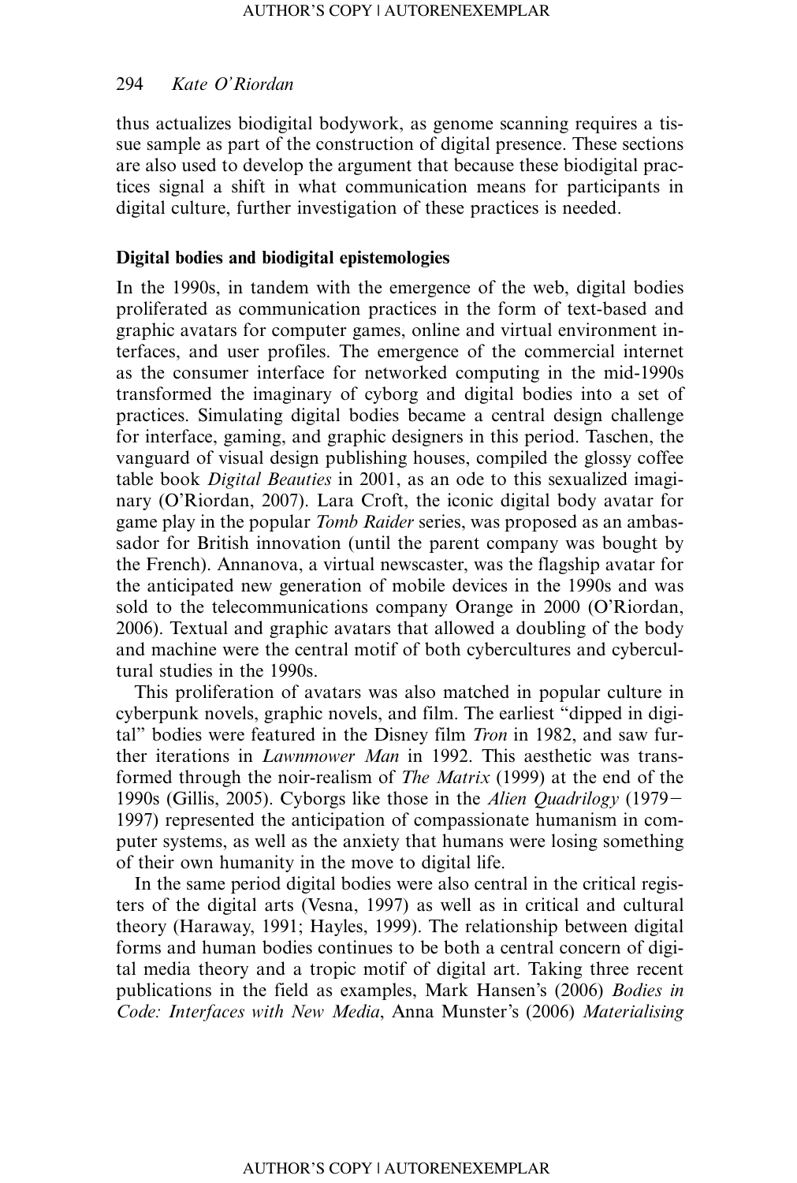thus actualizes biodigital bodywork, as genome scanning requires a tissue sample as part of the construction of digital presence. These sections are also used to develop the argument that because these biodigital practices signal a shift in what communication means for participants in digital culture, further investigation of these practices is needed.

## Digital bodies and biodigital epistemologies

In the 1990s, in tandem with the emergence of the web, digital bodies proliferated as communication practices in the form of text-based and graphic avatars for computer games, online and virtual environment interfaces, and user profiles. The emergence of the commercial internet as the consumer interface for networked computing in the mid-1990s transformed the imaginary of cyborg and digital bodies into a set of practices. Simulating digital bodies became a central design challenge for interface, gaming, and graphic designers in this period. Taschen, the vanguard of visual design publishing houses, compiled the glossy coffee table book *Digital Beauties* in 2001, as an ode to this sexualized imaginary (O'Riordan, 2007). Lara Croft, the iconic digital body avatar for game play in the popular *Tomb Raider* series, was proposed as an ambassador for British innovation (until the parent company was bought by the French). Annanova, a virtual newscaster, was the flagship avatar for the anticipated new generation of mobile devices in the 1990s and was sold to the telecommunications company Orange in 2000 (O'Riordan, 2006). Textual and graphic avatars that allowed a doubling of the body and machine were the central motif of both cybercultures and cybercultural studies in the 1990s.

This proliferation of avatars was also matched in popular culture in cyberpunk novels, graphic novels, and film. The earliest "dipped in digital" bodies were featured in the Disney film *Tron* in 1982, and saw further iterations in *Lawnmower Man* in 1992. This aesthetic was transformed through the noir-realism of *The Matrix* (1999) at the end of the 1990s (Gillis, 2005). Cyborgs like those in the *Alien Quadrilogy* (1979–1997) represented the anticipation of compassionate humanism in computer systems, as well as the anxiety that humans were losing something of their own humanity in the move to digital life.

In the same period digital bodies were also central in the critical registers of the digital arts (Vesna, 1997) as well as in critical and cultural theory (Haraway, 1991; Hayles, 1999). The relationship between digital forms and human bodies continues to be both a central concern of digital media theory and a tropic motif of digital art. Taking three recent publications in the field as examples, Mark Hansen's (2006) *Bodies in Code: Interfaces with New Media*, Anna Munster's (2006) *Materialising*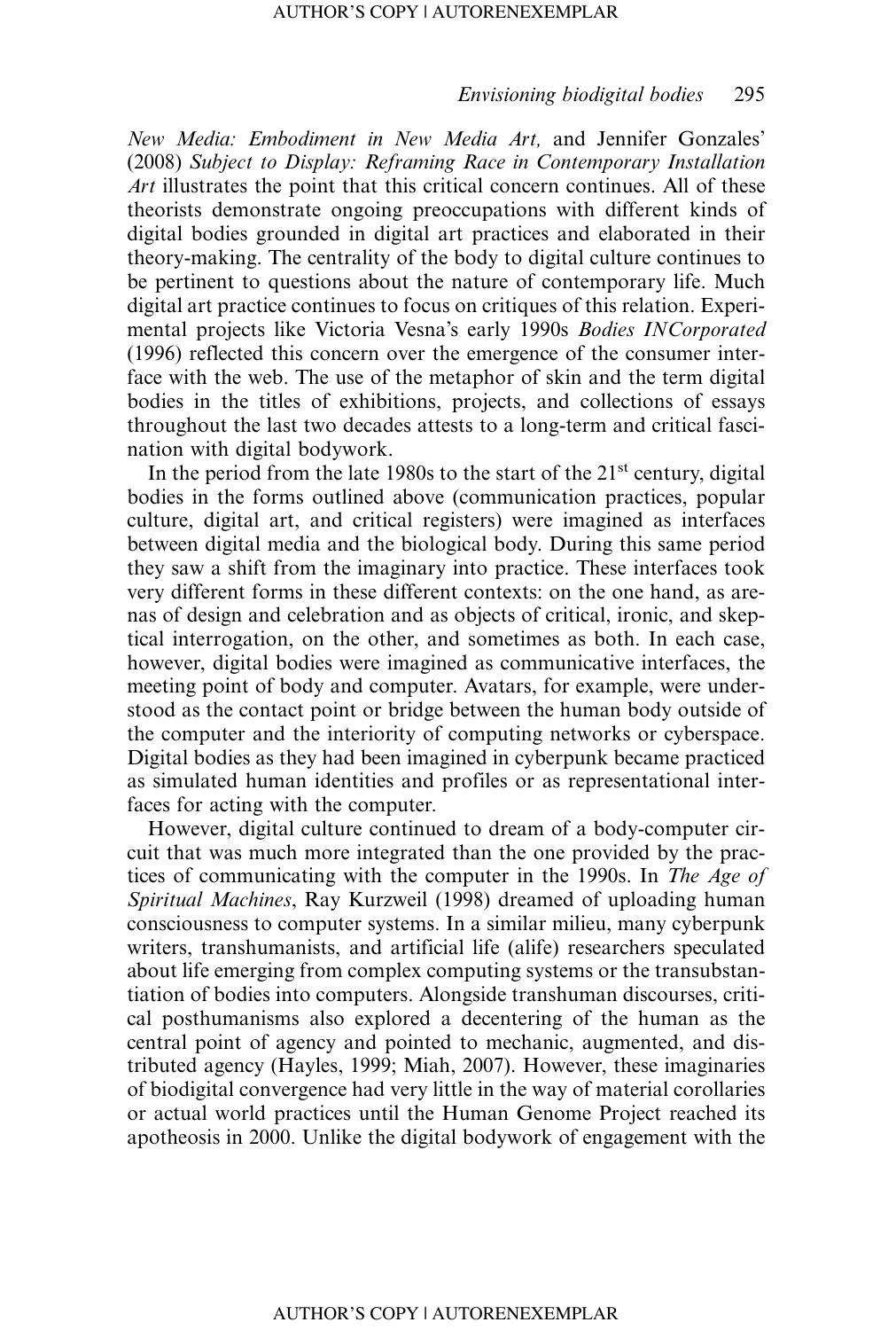*New Media: Embodiment in New Media Art,* and Jennifer Gonzales' (2008) *Subject to Display: Reframing Race in Contemporary Installation Art* illustrates the point that this critical concern continues. All of these theorists demonstrate ongoing preoccupations with different kinds of digital bodies grounded in digital art practices and elaborated in their theory-making. The centrality of the body to digital culture continues to be pertinent to questions about the nature of contemporary life. Much digital art practice continues to focus on critiques of this relation. Experimental projects like Victoria Vesna's early 1990s *Bodies INCorporated* (1996) reflected this concern over the emergence of the consumer interface with the web. The use of the metaphor of skin and the term digital bodies in the titles of exhibitions, projects, and collections of essays throughout the last two decades attests to a long-term and critical fascination with digital bodywork.

In the period from the late 1980s to the start of the 21st century, digital bodies in the forms outlined above (communication practices, popular culture, digital art, and critical registers) were imagined as interfaces between digital media and the biological body. During this same period they saw a shift from the imaginary into practice. These interfaces took very different forms in these different contexts: on the one hand, as arenas of design and celebration and as objects of critical, ironic, and skeptical interrogation, on the other, and sometimes as both. In each case, however, digital bodies were imagined as communicative interfaces, the meeting point of body and computer. Avatars, for example, were understood as the contact point or bridge between the human body outside of the computer and the interiority of computing networks or cyberspace. Digital bodies as they had been imagined in cyberpunk became practiced as simulated human identities and profiles or as representational interfaces for acting with the computer.

However, digital culture continued to dream of a body-computer circuit that was much more integrated than the one provided by the practices of communicating with the computer in the 1990s. In *The Age of Spiritual Machines*, Ray Kurzweil (1998) dreamed of uploading human consciousness to computer systems. In a similar milieu, many cyberpunk writers, transhumanists, and artificial life (alife) researchers speculated about life emerging from complex computing systems or the transubstantiation of bodies into computers. Alongside transhuman discourses, critical posthumanisms also explored a decentering of the human as the central point of agency and pointed to mechanic, augmented, and distributed agency (Hayles, 1999; Miah, 2007). However, these imaginaries of biodigital convergence had very little in the way of material corollaries or actual world practices until the Human Genome Project reached its apotheosis in 2000. Unlike the digital bodywork of engagement with the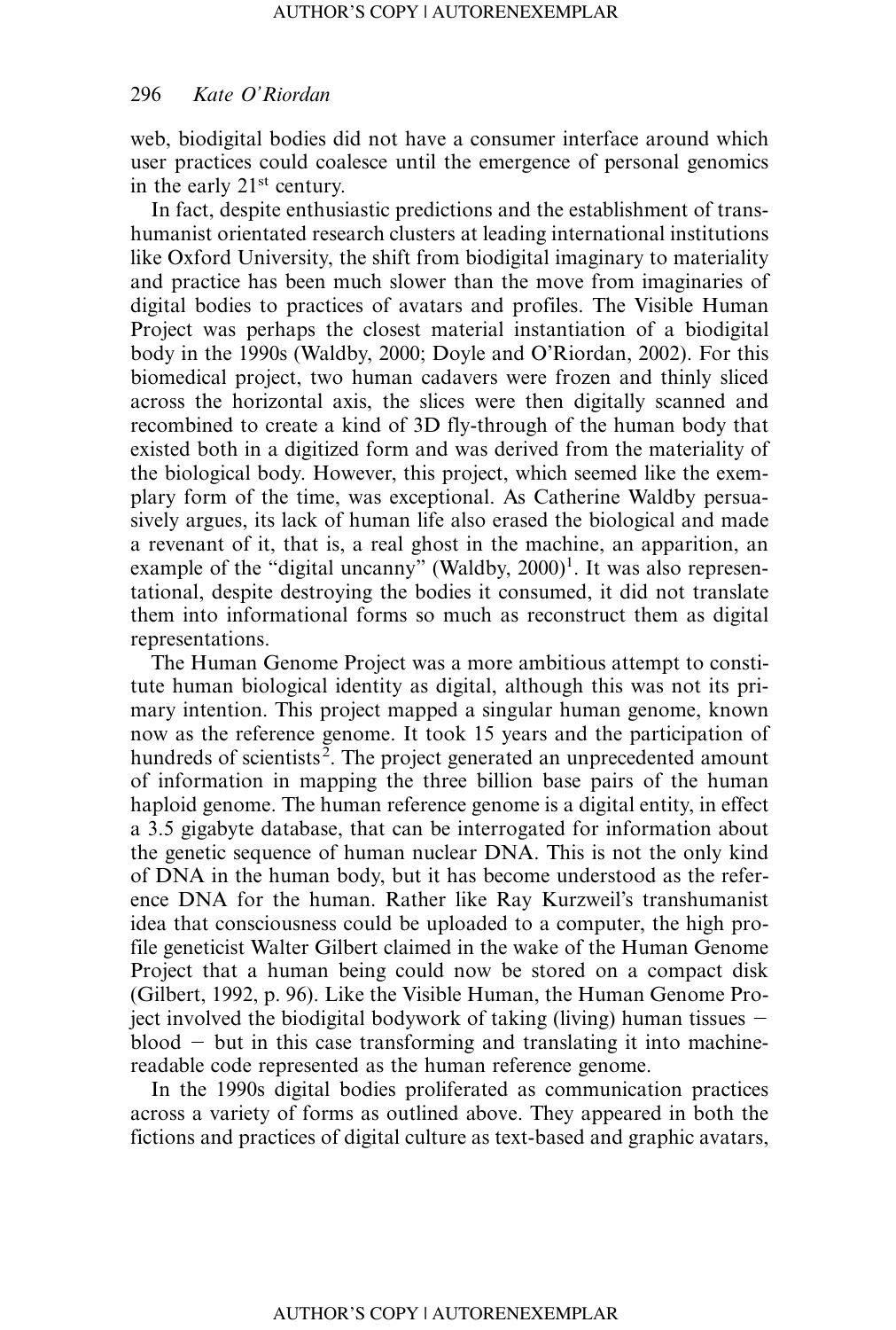web, biodigital bodies did not have a consumer interface around which user practices could coalesce until the emergence of personal genomics in the early 21st century.

In fact, despite enthusiastic predictions and the establishment of transhumanist orientated research clusters at leading international institutions like Oxford University, the shift from biodigital imaginary to materiality and practice has been much slower than the move from imaginaries of digital bodies to practices of avatars and profiles. The Visible Human Project was perhaps the closest material instantiation of a biodigital body in the 1990s (Waldby, 2000; Doyle and O'Riordan, 2002). For this biomedical project, two human cadavers were frozen and thinly sliced across the horizontal axis, the slices were then digitally scanned and recombined to create a kind of 3D fly-through of the human body that existed both in a digitized form and was derived from the materiality of the biological body. However, this project, which seemed like the exemplary form of the time, was exceptional. As Catherine Waldby persuasively argues, its lack of human life also erased the biological and made a revenant of it, that is, a real ghost in the machine, an apparition, an example of the "digital uncanny" (Waldby, 2000)[1]. It was also representational, despite destroying the bodies it consumed, it did not translate them into informational forms so much as reconstruct them as digital representations.

The Human Genome Project was a more ambitious attempt to constitute human biological identity as digital, although this was not its primary intention. This project mapped a singular human genome, known now as the reference genome. It took 15 years and the participation of hundreds of scientists[2]. The project generated an unprecedented amount of information in mapping the three billion base pairs of the human haploid genome. The human reference genome is a digital entity, in effect a 3.5 gigabyte database, that can be interrogated for information about the genetic sequence of human nuclear DNA. This is not the only kind of DNA in the human body, but it has become understood as the reference DNA for the human. Rather like Ray Kurzweil's transhumanist idea that consciousness could be uploaded to a computer, the high profile geneticist Walter Gilbert claimed in the wake of the Human Genome Project that a human being could now be stored on a compact disk (Gilbert, 1992, p. 96). Like the Visible Human, the Human Genome Project involved the biodigital bodywork of taking (living) human tissues – blood – but in this case transforming and translating it into machine-readable code represented as the human reference genome.

In the 1990s digital bodies proliferated as communication practices across a variety of forms as outlined above. They appeared in both the fictions and practices of digital culture as text-based and graphic avatars,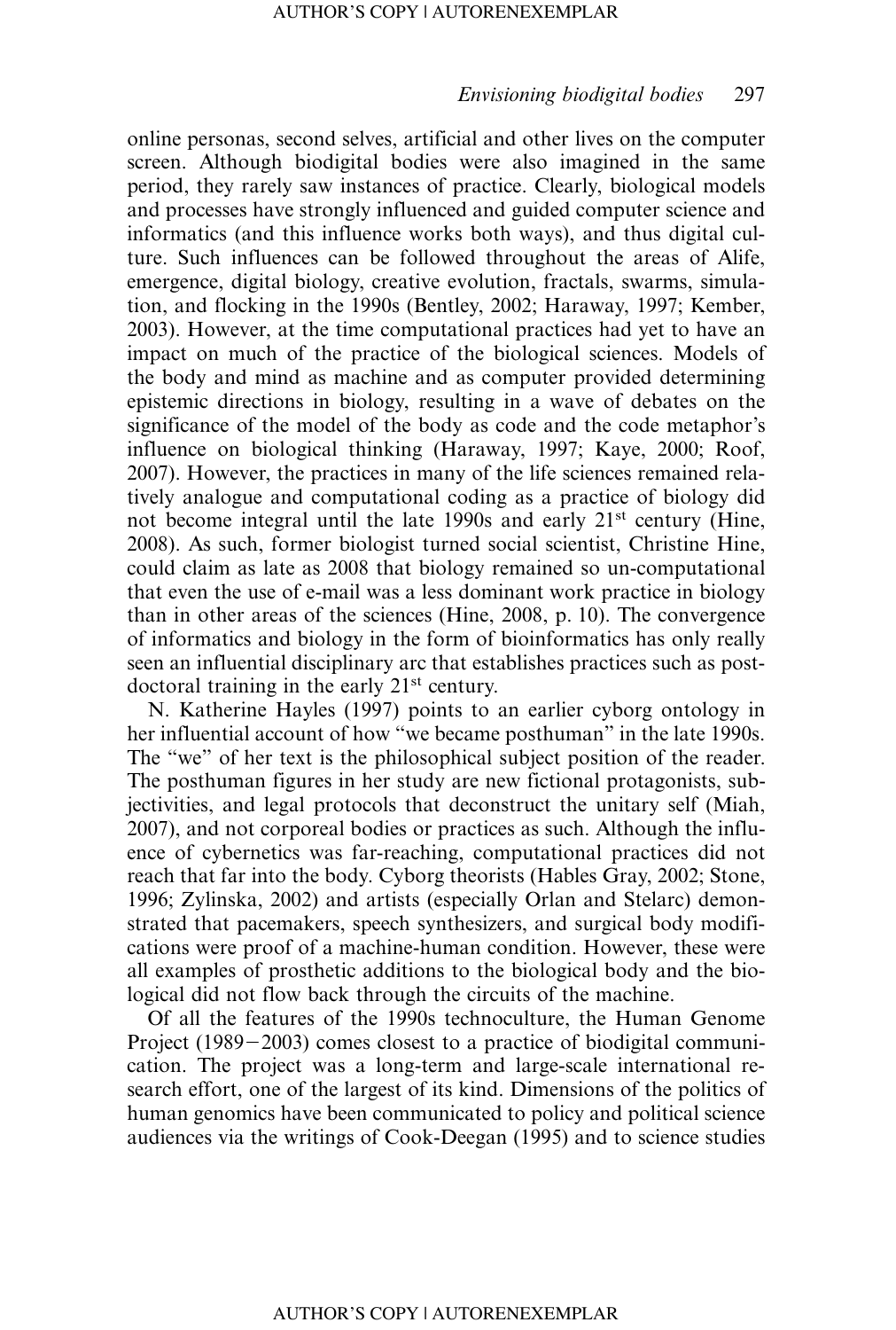online personas, second selves, artificial and other lives on the computer screen. Although biodigital bodies were also imagined in the same period, they rarely saw instances of practice. Clearly, biological models and processes have strongly influenced and guided computer science and informatics (and this influence works both ways), and thus digital culture. Such influences can be followed throughout the areas of Alife, emergence, digital biology, creative evolution, fractals, swarms, simulation, and flocking in the 1990s (Bentley, 2002; Haraway, 1997; Kember, 2003). However, at the time computational practices had yet to have an impact on much of the practice of the biological sciences. Models of the body and mind as machine and as computer provided determining epistemic directions in biology, resulting in a wave of debates on the significance of the model of the body as code and the code metaphor's influence on biological thinking (Haraway, 1997; Kaye, 2000; Roof, 2007). However, the practices in many of the life sciences remained relatively analogue and computational coding as a practice of biology did not become integral until the late 1990s and early 21st century (Hine, 2008). As such, former biologist turned social scientist, Christine Hine, could claim as late as 2008 that biology remained so un-computational that even the use of e-mail was a less dominant work practice in biology than in other areas of the sciences (Hine, 2008, p. 10). The convergence of informatics and biology in the form of bioinformatics has only really seen an influential disciplinary arc that establishes practices such as postdoctoral training in the early 21st century.

N. Katherine Hayles (1997) points to an earlier cyborg ontology in her influential account of how "we became posthuman" in the late 1990s. The "we" of her text is the philosophical subject position of the reader. The posthuman figures in her study are new fictional protagonists, subjectivities, and legal protocols that deconstruct the unitary self (Miah, 2007), and not corporeal bodies or practices as such. Although the influence of cybernetics was far-reaching, computational practices did not reach that far into the body. Cyborg theorists (Hables Gray, 2002; Stone, 1996; Zylinska, 2002) and artists (especially Orlan and Stelarc) demonstrated that pacemakers, speech synthesizers, and surgical body modifications were proof of a machine-human condition. However, these were all examples of prosthetic additions to the biological body and the biological did not flow back through the circuits of the machine.

Of all the features of the 1990s technoculture, the Human Genome Project (1989–2003) comes closest to a practice of biodigital communication. The project was a long-term and large-scale international research effort, one of the largest of its kind. Dimensions of the politics of human genomics have been communicated to policy and political science audiences via the writings of Cook-Deegan (1995) and to science studies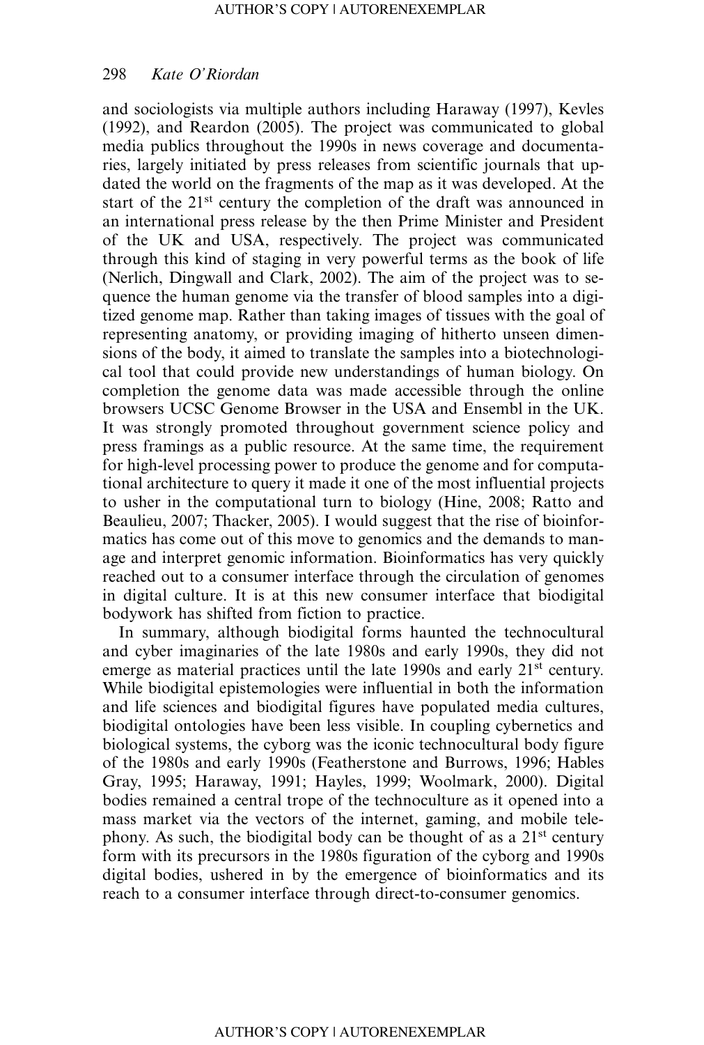and sociologists via multiple authors including Haraway (1997), Kevles (1992), and Reardon (2005). The project was communicated to global media publics throughout the 1990s in news coverage and documentaries, largely initiated by press releases from scientific journals that updated the world on the fragments of the map as it was developed. At the start of the 21st century the completion of the draft was announced in an international press release by the then Prime Minister and President of the UK and USA, respectively. The project was communicated through this kind of staging in very powerful terms as the book of life (Nerlich, Dingwall and Clark, 2002). The aim of the project was to sequence the human genome via the transfer of blood samples into a digitized genome map. Rather than taking images of tissues with the goal of representing anatomy, or providing imaging of hitherto unseen dimensions of the body, it aimed to translate the samples into a biotechnological tool that could provide new understandings of human biology. On completion the genome data was made accessible through the online browsers UCSC Genome Browser in the USA and Ensembl in the UK. It was strongly promoted throughout government science policy and press framings as a public resource. At the same time, the requirement for high-level processing power to produce the genome and for computational architecture to query it made it one of the most influential projects to usher in the computational turn to biology (Hine, 2008; Ratto and Beaulieu, 2007; Thacker, 2005). I would suggest that the rise of bioinformatics has come out of this move to genomics and the demands to manage and interpret genomic information. Bioinformatics has very quickly reached out to a consumer interface through the circulation of genomes in digital culture. It is at this new consumer interface that biodigital bodywork has shifted from fiction to practice.

In summary, although biodigital forms haunted the technocultural and cyber imaginaries of the late 1980s and early 1990s, they did not emerge as material practices until the late 1990s and early 21st century. While biodigital epistemologies were influential in both the information and life sciences and biodigital figures have populated media cultures, biodigital ontologies have been less visible. In coupling cybernetics and biological systems, the cyborg was the iconic technocultural body figure of the 1980s and early 1990s (Featherstone and Burrows, 1996; Hables Gray, 1995; Haraway, 1991; Hayles, 1999; Woolmark, 2000). Digital bodies remained a central trope of the technoculture as it opened into a mass market via the vectors of the internet, gaming, and mobile telephony. As such, the biodigital body can be thought of as a 21st century form with its precursors in the 1980s figuration of the cyborg and 1990s digital bodies, ushered in by the emergence of bioinformatics and its reach to a consumer interface through direct-to-consumer genomics.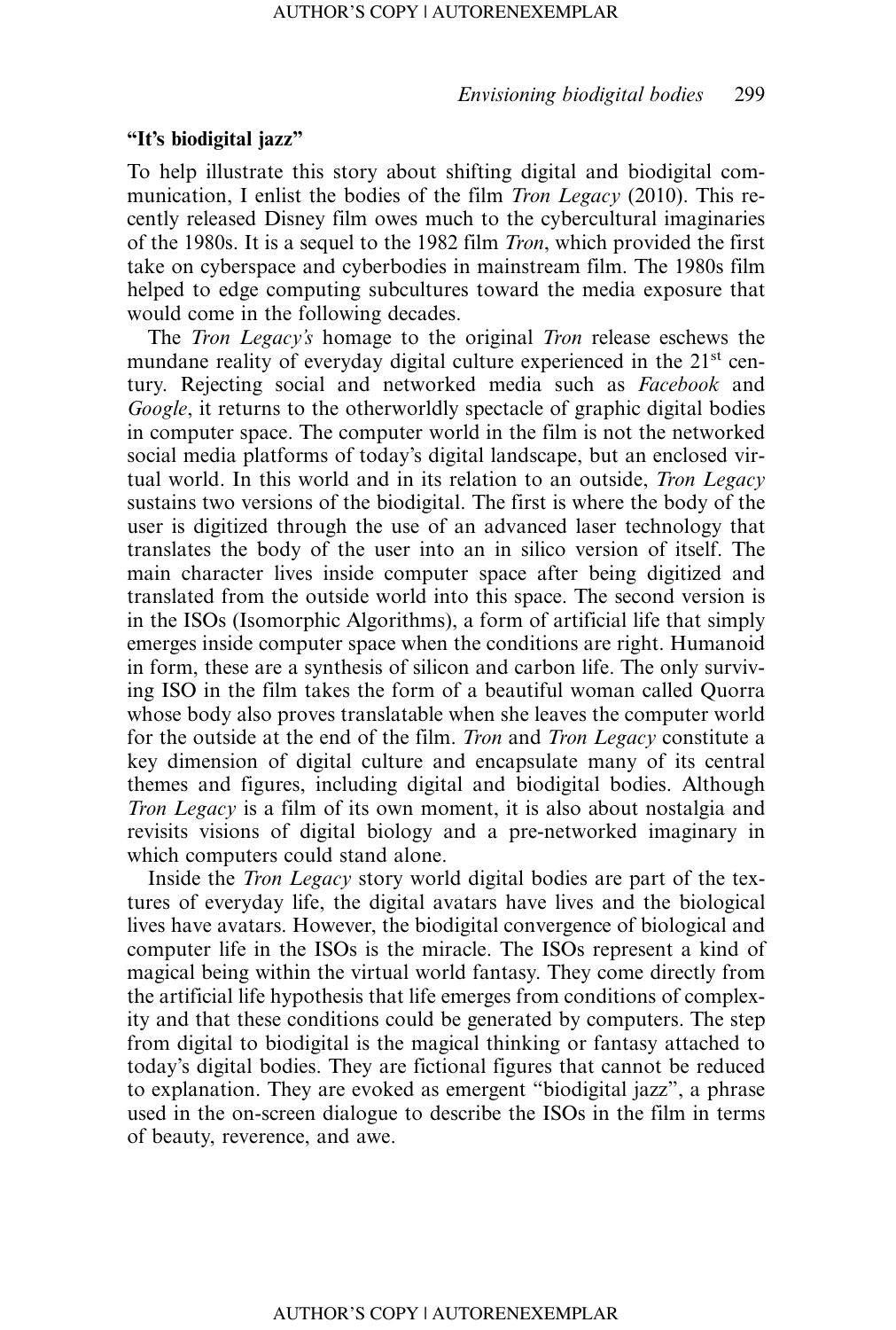### "It's biodigital jazz"

To help illustrate this story about shifting digital and biodigital communication, I enlist the bodies of the film *Tron Legacy* (2010). This recently released Disney film owes much to the cybercultural imaginaries of the 1980s. It is a sequel to the 1982 film *Tron*, which provided the first take on cyberspace and cyberbodies in mainstream film. The 1980s film helped to edge computing subcultures toward the media exposure that would come in the following decades.

The *Tron Legacy's* homage to the original *Tron* release eschews the mundane reality of everyday digital culture experienced in the 21st century. Rejecting social and networked media such as *Facebook* and *Google*, it returns to the otherworldly spectacle of graphic digital bodies in computer space. The computer world in the film is not the networked social media platforms of today's digital landscape, but an enclosed virtual world. In this world and in its relation to an outside, *Tron Legacy* sustains two versions of the biodigital. The first is where the body of the user is digitized through the use of an advanced laser technology that translates the body of the user into an in silico version of itself. The main character lives inside computer space after being digitized and translated from the outside world into this space. The second version is in the ISOs (Isomorphic Algorithms), a form of artificial life that simply emerges inside computer space when the conditions are right. Humanoid in form, these are a synthesis of silicon and carbon life. The only surviving ISO in the film takes the form of a beautiful woman called Quorra whose body also proves translatable when she leaves the computer world for the outside at the end of the film. *Tron* and *Tron Legacy* constitute a key dimension of digital culture and encapsulate many of its central themes and figures, including digital and biodigital bodies. Although *Tron Legacy* is a film of its own moment, it is also about nostalgia and revisits visions of digital biology and a pre-networked imaginary in which computers could stand alone.

Inside the *Tron Legacy* story world digital bodies are part of the textures of everyday life, the digital avatars have lives and the biological lives have avatars. However, the biodigital convergence of biological and computer life in the ISOs is the miracle. The ISOs represent a kind of magical being within the virtual world fantasy. They come directly from the artificial life hypothesis that life emerges from conditions of complexity and that these conditions could be generated by computers. The step from digital to biodigital is the magical thinking or fantasy attached to today's digital bodies. They are fictional figures that cannot be reduced to explanation. They are evoked as emergent "biodigital jazz", a phrase used in the on-screen dialogue to describe the ISOs in the film in terms of beauty, reverence, and awe.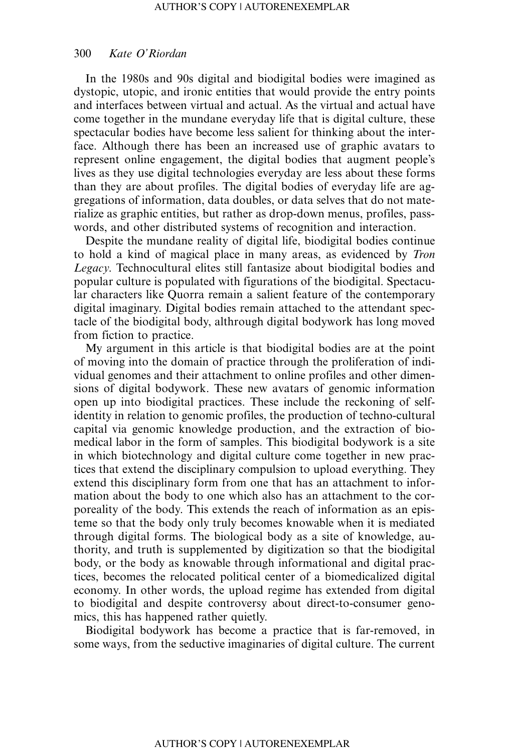In the 1980s and 90s digital and biodigital bodies were imagined as dystopic, utopic, and ironic entities that would provide the entry points and interfaces between virtual and actual. As the virtual and actual have come together in the mundane everyday life that is digital culture, these spectacular bodies have become less salient for thinking about the interface. Although there has been an increased use of graphic avatars to represent online engagement, the digital bodies that augment people's lives as they use digital technologies everyday are less about these forms than they are about profiles. The digital bodies of everyday life are aggregations of information, data doubles, or data selves that do not materialize as graphic entities, but rather as drop-down menus, profiles, passwords, and other distributed systems of recognition and interaction.

Despite the mundane reality of digital life, biodigital bodies continue to hold a kind of magical place in many areas, as evidenced by *Tron Legacy*. Technocultural elites still fantasize about biodigital bodies and popular culture is populated with figurations of the biodigital. Spectacular characters like Quorra remain a salient feature of the contemporary digital imaginary. Digital bodies remain attached to the attendant spectacle of the biodigital body, althrough digital bodywork has long moved from fiction to practice.

My argument in this article is that biodigital bodies are at the point of moving into the domain of practice through the proliferation of individual genomes and their attachment to online profiles and other dimensions of digital bodywork. These new avatars of genomic information open up into biodigital practices. These include the reckoning of self-identity in relation to genomic profiles, the production of techno-cultural capital via genomic knowledge production, and the extraction of biomedical labor in the form of samples. This biodigital bodywork is a site in which biotechnology and digital culture come together in new practices that extend the disciplinary compulsion to upload everything. They extend this disciplinary form from one that has an attachment to information about the body to one which also has an attachment to the corporeality of the body. This extends the reach of information as an episteme so that the body only truly becomes knowable when it is mediated through digital forms. The biological body as a site of knowledge, authority, and truth is supplemented by digitization so that the biodigital body, or the body as knowable through informational and digital practices, becomes the relocated political center of a biomedicalized digital economy. In other words, the upload regime has extended from digital to biodigital and despite controversy about direct-to-consumer genomics, this has happened rather quietly.

Biodigital bodywork has become a practice that is far-removed, in some ways, from the seductive imaginaries of digital culture. The current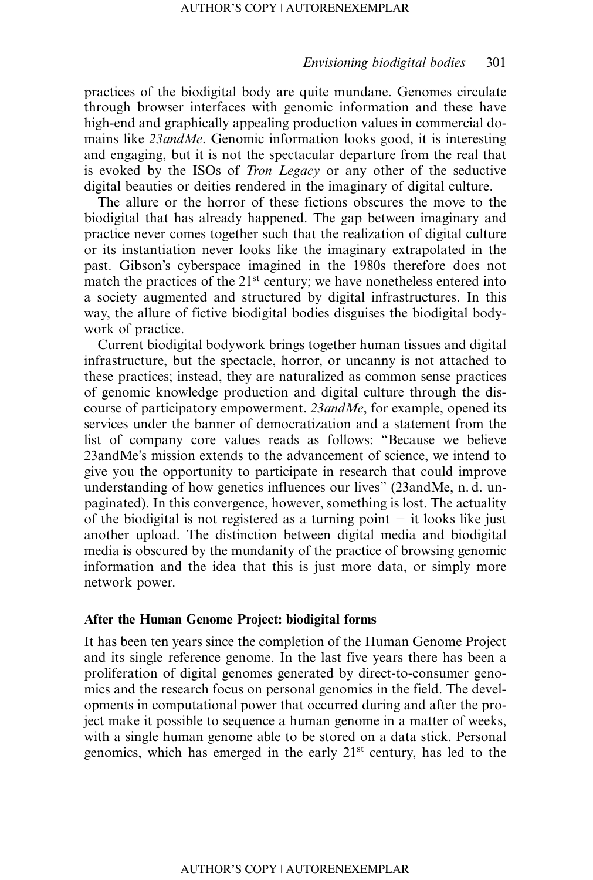practices of the biodigital body are quite mundane. Genomes circulate through browser interfaces with genomic information and these have high-end and graphically appealing production values in commercial domains like *23andMe*. Genomic information looks good, it is interesting and engaging, but it is not the spectacular departure from the real that is evoked by the ISOs of *Tron Legacy* or any other of the seductive digital beauties or deities rendered in the imaginary of digital culture.

The allure or the horror of these fictions obscures the move to the biodigital that has already happened. The gap between imaginary and practice never comes together such that the realization of digital culture or its instantiation never looks like the imaginary extrapolated in the past. Gibson's cyberspace imagined in the 1980s therefore does not match the practices of the 21st century; we have nonetheless entered into a society augmented and structured by digital infrastructures. In this way, the allure of fictive biodigital bodies disguises the biodigital bodywork of practice.

Current biodigital bodywork brings together human tissues and digital infrastructure, but the spectacle, horror, or uncanny is not attached to these practices; instead, they are naturalized as common sense practices of genomic knowledge production and digital culture through the discourse of participatory empowerment. *23andMe*, for example, opened its services under the banner of democratization and a statement from the list of company core values reads as follows: "Because we believe 23andMe's mission extends to the advancement of science, we intend to give you the opportunity to participate in research that could improve understanding of how genetics influences our lives" (23andMe, n. d. unpaginated). In this convergence, however, something is lost. The actuality of the biodigital is not registered as a turning point − it looks like just another upload. The distinction between digital media and biodigital media is obscured by the mundanity of the practice of browsing genomic information and the idea that this is just more data, or simply more network power.

### After the Human Genome Project: biodigital forms

It has been ten years since the completion of the Human Genome Project and its single reference genome. In the last five years there has been a proliferation of digital genomes generated by direct-to-consumer genomics and the research focus on personal genomics in the field. The developments in computational power that occurred during and after the project make it possible to sequence a human genome in a matter of weeks, with a single human genome able to be stored on a data stick. Personal genomics, which has emerged in the early 21st century, has led to the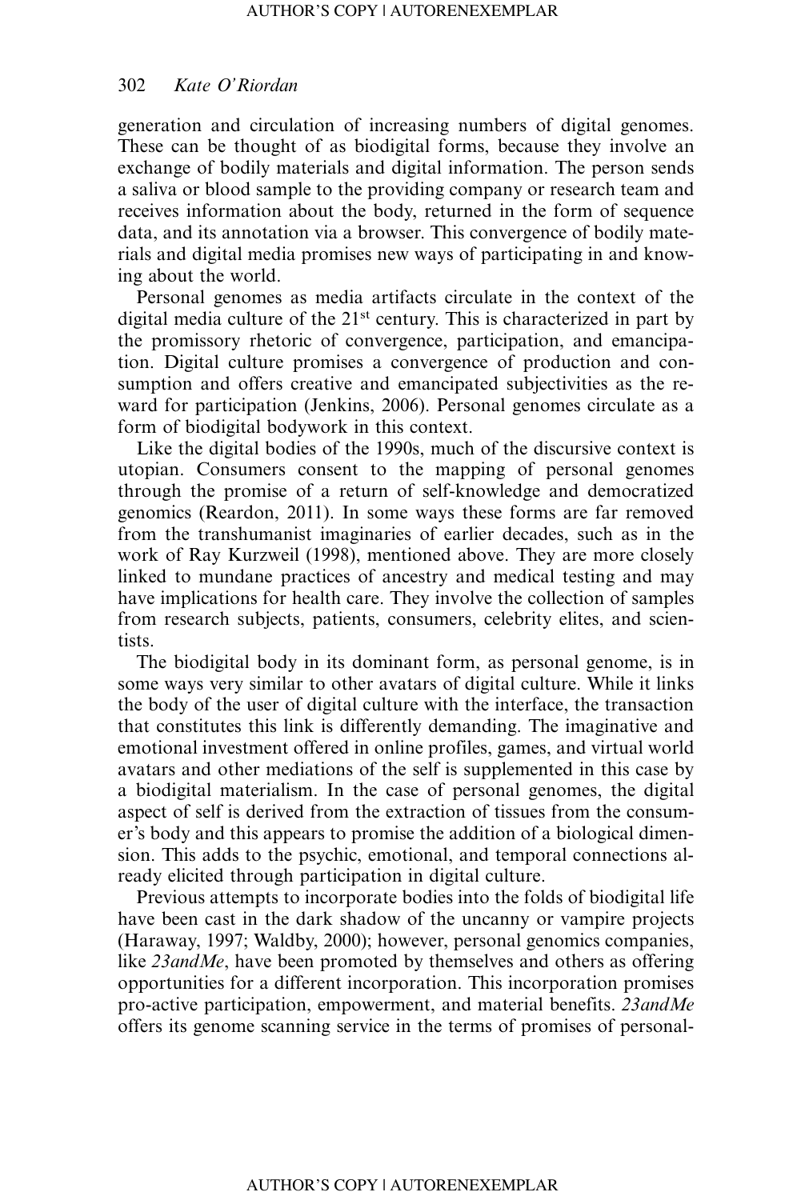generation and circulation of increasing numbers of digital genomes. These can be thought of as biodigital forms, because they involve an exchange of bodily materials and digital information. The person sends a saliva or blood sample to the providing company or research team and receives information about the body, returned in the form of sequence data, and its annotation via a browser. This convergence of bodily materials and digital media promises new ways of participating in and knowing about the world.

Personal genomes as media artifacts circulate in the context of the digital media culture of the 21st century. This is characterized in part by the promissory rhetoric of convergence, participation, and emancipation. Digital culture promises a convergence of production and consumption and offers creative and emancipated subjectivities as the reward for participation (Jenkins, 2006). Personal genomes circulate as a form of biodigital bodywork in this context.

Like the digital bodies of the 1990s, much of the discursive context is utopian. Consumers consent to the mapping of personal genomes through the promise of a return of self-knowledge and democratized genomics (Reardon, 2011). In some ways these forms are far removed from the transhumanist imaginaries of earlier decades, such as in the work of Ray Kurzweil (1998), mentioned above. They are more closely linked to mundane practices of ancestry and medical testing and may have implications for health care. They involve the collection of samples from research subjects, patients, consumers, celebrity elites, and scientists.

The biodigital body in its dominant form, as personal genome, is in some ways very similar to other avatars of digital culture. While it links the body of the user of digital culture with the interface, the transaction that constitutes this link is differently demanding. The imaginative and emotional investment offered in online profiles, games, and virtual world avatars and other mediations of the self is supplemented in this case by a biodigital materialism. In the case of personal genomes, the digital aspect of self is derived from the extraction of tissues from the consumer's body and this appears to promise the addition of a biological dimension. This adds to the psychic, emotional, and temporal connections already elicited through participation in digital culture.

Previous attempts to incorporate bodies into the folds of biodigital life have been cast in the dark shadow of the uncanny or vampire projects (Haraway, 1997; Waldby, 2000); however, personal genomics companies, like *23andMe*, have been promoted by themselves and others as offering opportunities for a different incorporation. This incorporation promises pro-active participation, empowerment, and material benefits. *23andMe* offers its genome scanning service in the terms of promises of personal-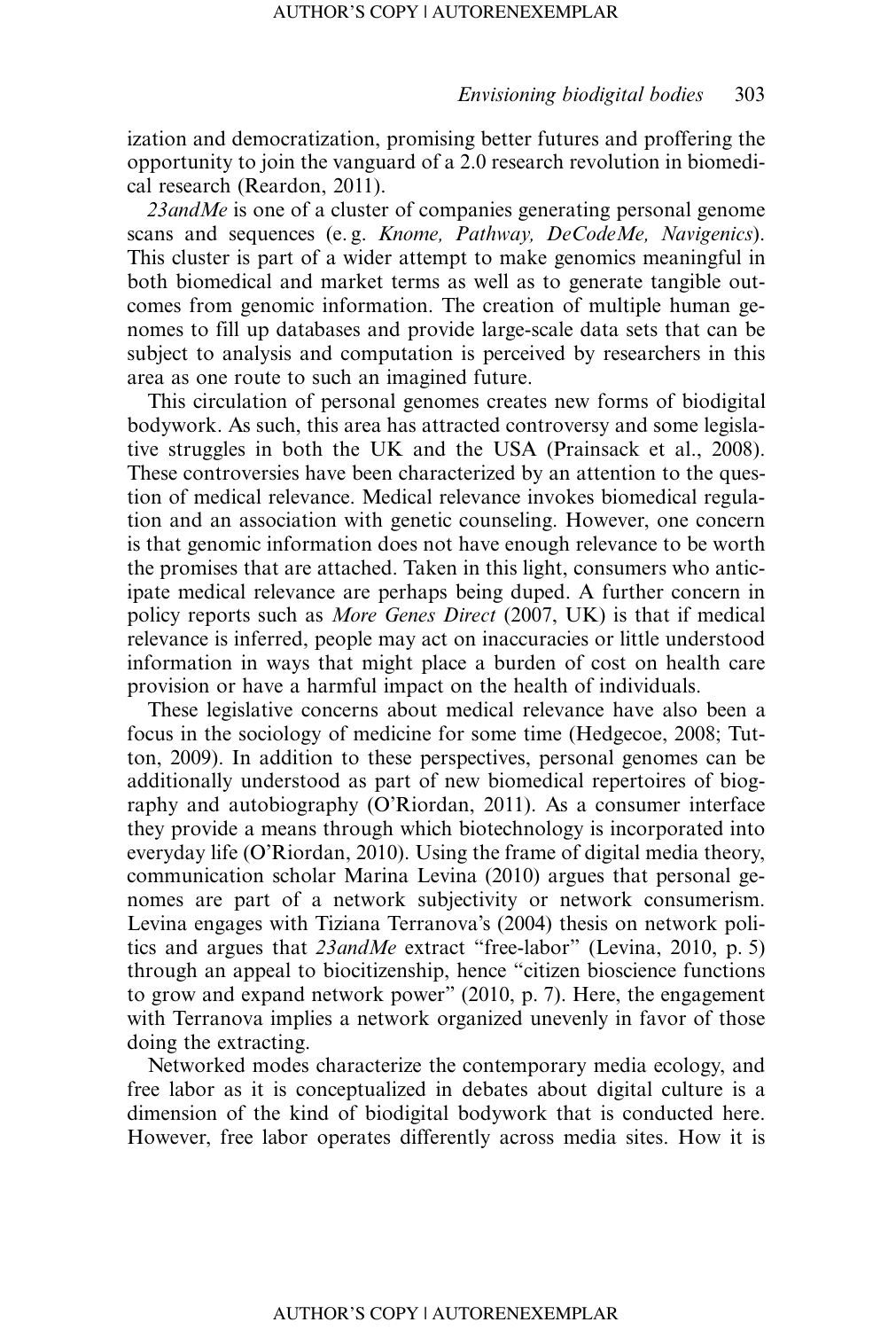ization and democratization, promising better futures and proffering the opportunity to join the vanguard of a 2.0 research revolution in biomedical research (Reardon, 2011).

*23andMe* is one of a cluster of companies generating personal genome scans and sequences (e.g. *Knome, Pathway, DeCodeMe, Navigenics*). This cluster is part of a wider attempt to make genomics meaningful in both biomedical and market terms as well as to generate tangible outcomes from genomic information. The creation of multiple human genomes to fill up databases and provide large-scale data sets that can be subject to analysis and computation is perceived by researchers in this area as one route to such an imagined future.

This circulation of personal genomes creates new forms of biodigital bodywork. As such, this area has attracted controversy and some legislative struggles in both the UK and the USA (Prainsack et al., 2008). These controversies have been characterized by an attention to the question of medical relevance. Medical relevance invokes biomedical regulation and an association with genetic counseling. However, one concern is that genomic information does not have enough relevance to be worth the promises that are attached. Taken in this light, consumers who anticipate medical relevance are perhaps being duped. A further concern in policy reports such as *More Genes Direct* (2007, UK) is that if medical relevance is inferred, people may act on inaccuracies or little understood information in ways that might place a burden of cost on health care provision or have a harmful impact on the health of individuals.

These legislative concerns about medical relevance have also been a focus in the sociology of medicine for some time (Hedgecoe, 2008; Tutton, 2009). In addition to these perspectives, personal genomes can be additionally understood as part of new biomedical repertoires of biography and autobiography (O'Riordan, 2011). As a consumer interface they provide a means through which biotechnology is incorporated into everyday life (O'Riordan, 2010). Using the frame of digital media theory, communication scholar Marina Levina (2010) argues that personal genomes are part of a network subjectivity or network consumerism. Levina engages with Tiziana Terranova's (2004) thesis on network politics and argues that *23andMe* extract "free-labor" (Levina, 2010, p. 5) through an appeal to biocitizenship, hence "citizen bioscience functions to grow and expand network power" (2010, p. 7). Here, the engagement with Terranova implies a network organized unevenly in favor of those doing the extracting.

Networked modes characterize the contemporary media ecology, and free labor as it is conceptualized in debates about digital culture is a dimension of the kind of biodigital bodywork that is conducted here. However, free labor operates differently across media sites. How it is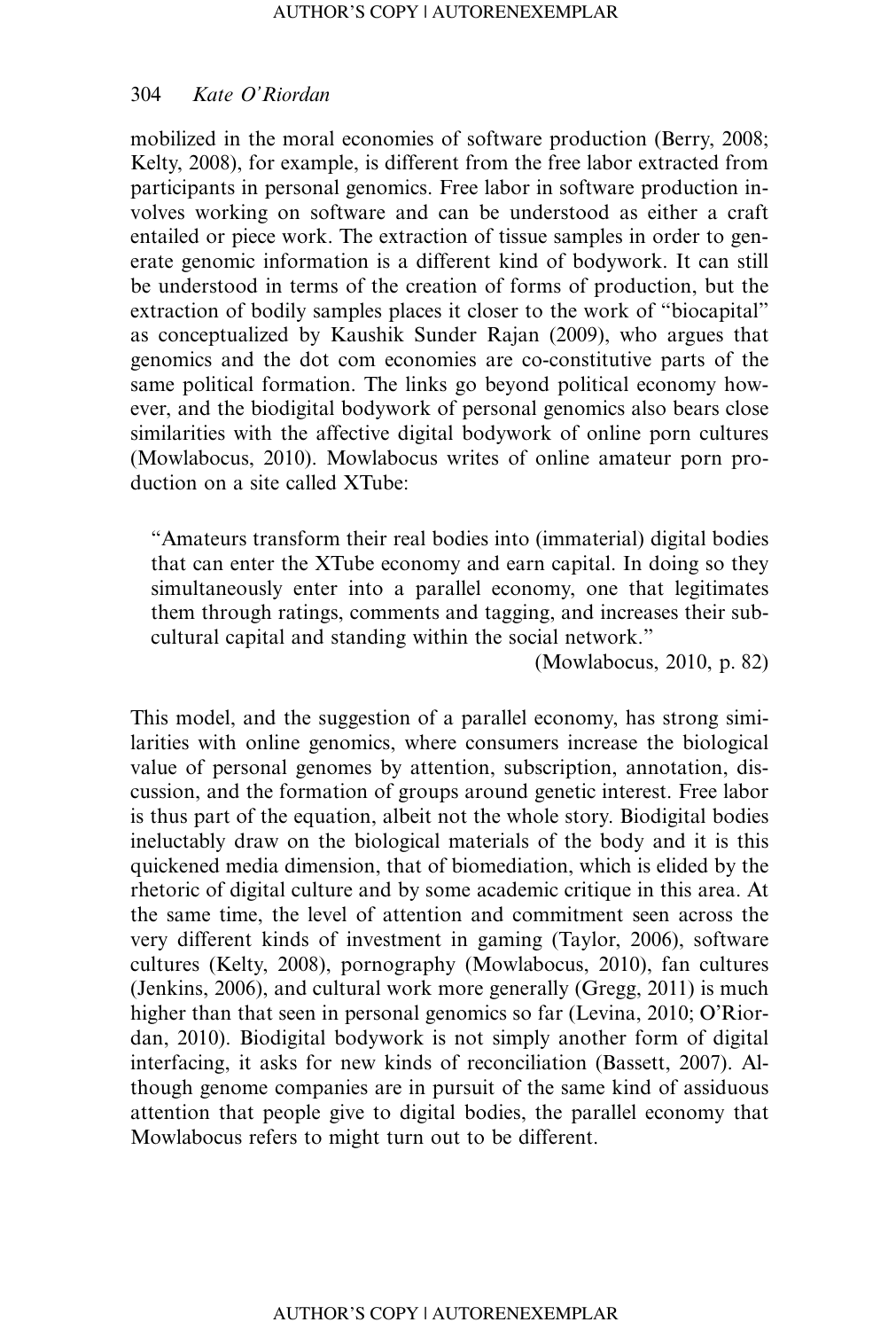mobilized in the moral economies of software production (Berry, 2008; Kelty, 2008), for example, is different from the free labor extracted from participants in personal genomics. Free labor in software production involves working on software and can be understood as either a craft entailed or piece work. The extraction of tissue samples in order to generate genomic information is a different kind of bodywork. It can still be understood in terms of the creation of forms of production, but the extraction of bodily samples places it closer to the work of "biocapital" as conceptualized by Kaushik Sunder Rajan (2009), who argues that genomics and the dot com economies are co-constitutive parts of the same political formation. The links go beyond political economy however, and the biodigital bodywork of personal genomics also bears close similarities with the affective digital bodywork of online porn cultures (Mowlabocus, 2010). Mowlabocus writes of online amateur porn production on a site called XTube:

> "Amateurs transform their real bodies into (immaterial) digital bodies that can enter the XTube economy and earn capital. In doing so they simultaneously enter into a parallel economy, one that legitimates them through ratings, comments and tagging, and increases their subcultural capital and standing within the social network."
>
> (Mowlabocus, 2010, p. 82)

This model, and the suggestion of a parallel economy, has strong similarities with online genomics, where consumers increase the biological value of personal genomes by attention, subscription, annotation, discussion, and the formation of groups around genetic interest. Free labor is thus part of the equation, albeit not the whole story. Biodigital bodies ineluctably draw on the biological materials of the body and it is this quickened media dimension, that of biomediation, which is elided by the rhetoric of digital culture and by some academic critique in this area. At the same time, the level of attention and commitment seen across the very different kinds of investment in gaming (Taylor, 2006), software cultures (Kelty, 2008), pornography (Mowlabocus, 2010), fan cultures (Jenkins, 2006), and cultural work more generally (Gregg, 2011) is much higher than that seen in personal genomics so far (Levina, 2010; O'Riordan, 2010). Biodigital bodywork is not simply another form of digital interfacing, it asks for new kinds of reconciliation (Bassett, 2007). Although genome companies are in pursuit of the same kind of assiduous attention that people give to digital bodies, the parallel economy that Mowlabocus refers to might turn out to be different.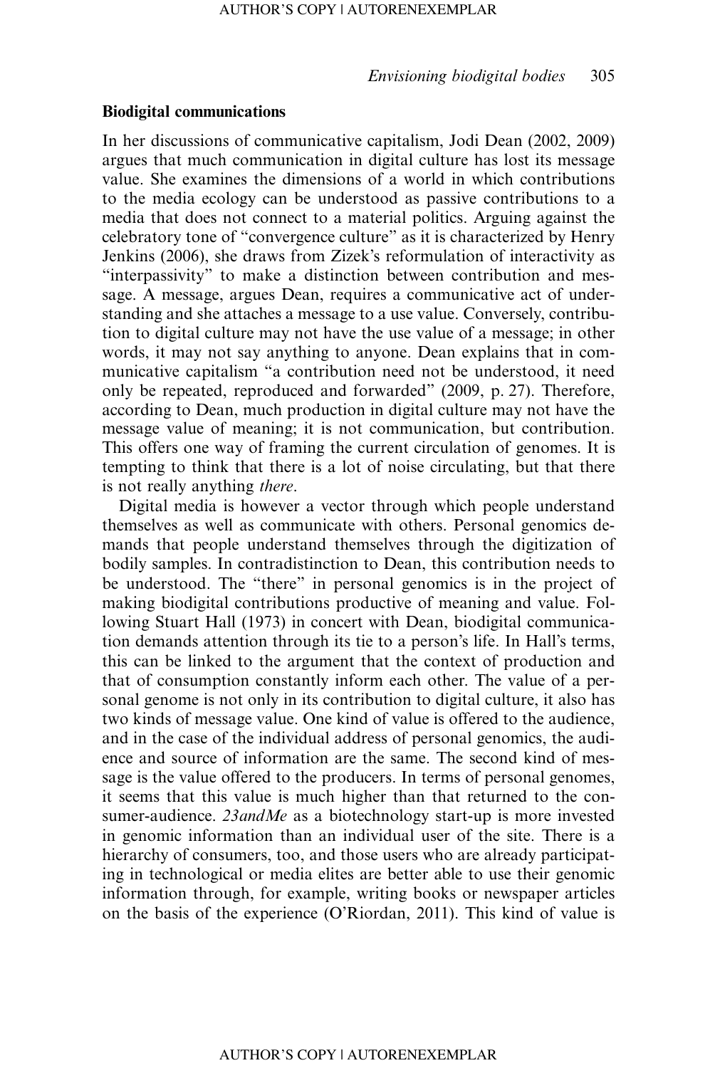## Biodigital communications

In her discussions of communicative capitalism, Jodi Dean (2002, 2009) argues that much communication in digital culture has lost its message value. She examines the dimensions of a world in which contributions to the media ecology can be understood as passive contributions to a media that does not connect to a material politics. Arguing against the celebratory tone of "convergence culture" as it is characterized by Henry Jenkins (2006), she draws from Zizek's reformulation of interactivity as "interpassivity" to make a distinction between contribution and message. A message, argues Dean, requires a communicative act of understanding and she attaches a message to a use value. Conversely, contribution to digital culture may not have the use value of a message; in other words, it may not say anything to anyone. Dean explains that in communicative capitalism "a contribution need not be understood, it need only be repeated, reproduced and forwarded" (2009, p. 27). Therefore, according to Dean, much production in digital culture may not have the message value of meaning; it is not communication, but contribution. This offers one way of framing the current circulation of genomes. It is tempting to think that there is a lot of noise circulating, but that there is not really anything *there*.

Digital media is however a vector through which people understand themselves as well as communicate with others. Personal genomics demands that people understand themselves through the digitization of bodily samples. In contradistinction to Dean, this contribution needs to be understood. The "there" in personal genomics is in the project of making biodigital contributions productive of meaning and value. Following Stuart Hall (1973) in concert with Dean, biodigital communication demands attention through its tie to a person's life. In Hall's terms, this can be linked to the argument that the context of production and that of consumption constantly inform each other. The value of a personal genome is not only in its contribution to digital culture, it also has two kinds of message value. One kind of value is offered to the audience, and in the case of the individual address of personal genomics, the audience and source of information are the same. The second kind of message is the value offered to the producers. In terms of personal genomes, it seems that this value is much higher than that returned to the consumer-audience. *23andMe* as a biotechnology start-up is more invested in genomic information than an individual user of the site. There is a hierarchy of consumers, too, and those users who are already participating in technological or media elites are better able to use their genomic information through, for example, writing books or newspaper articles on the basis of the experience (O'Riordan, 2011). This kind of value is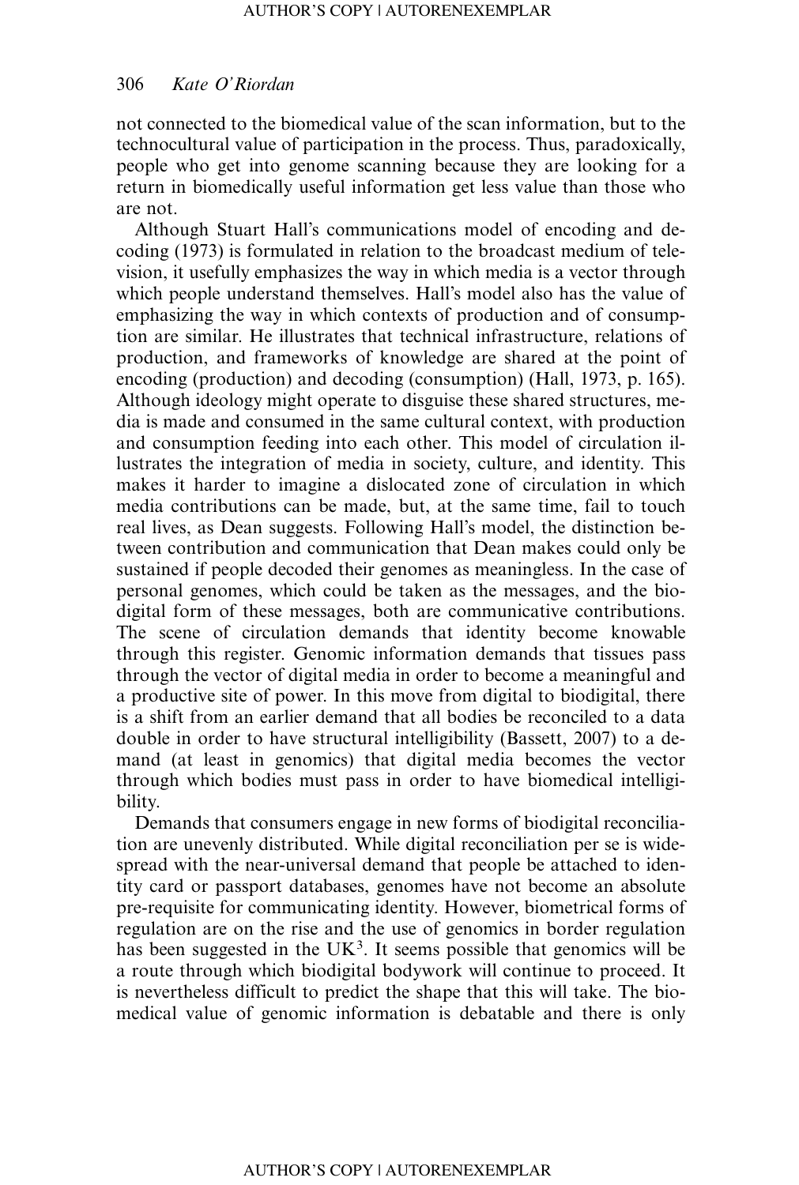not connected to the biomedical value of the scan information, but to the technocultural value of participation in the process. Thus, paradoxically, people who get into genome scanning because they are looking for a return in biomedically useful information get less value than those who are not.

Although Stuart Hall's communications model of encoding and decoding (1973) is formulated in relation to the broadcast medium of television, it usefully emphasizes the way in which media is a vector through which people understand themselves. Hall's model also has the value of emphasizing the way in which contexts of production and of consumption are similar. He illustrates that technical infrastructure, relations of production, and frameworks of knowledge are shared at the point of encoding (production) and decoding (consumption) (Hall, 1973, p. 165). Although ideology might operate to disguise these shared structures, media is made and consumed in the same cultural context, with production and consumption feeding into each other. This model of circulation illustrates the integration of media in society, culture, and identity. This makes it harder to imagine a dislocated zone of circulation in which media contributions can be made, but, at the same time, fail to touch real lives, as Dean suggests. Following Hall's model, the distinction between contribution and communication that Dean makes could only be sustained if people decoded their genomes as meaningless. In the case of personal genomes, which could be taken as the messages, and the biodigital form of these messages, both are communicative contributions. The scene of circulation demands that identity become knowable through this register. Genomic information demands that tissues pass through the vector of digital media in order to become a meaningful and a productive site of power. In this move from digital to biodigital, there is a shift from an earlier demand that all bodies be reconciled to a data double in order to have structural intelligibility (Bassett, 2007) to a demand (at least in genomics) that digital media becomes the vector through which bodies must pass in order to have biomedical intelligibility.

Demands that consumers engage in new forms of biodigital reconciliation are unevenly distributed. While digital reconciliation per se is widespread with the near-universal demand that people be attached to identity card or passport databases, genomes have not become an absolute pre-requisite for communicating identity. However, biometrical forms of regulation are on the rise and the use of genomics in border regulation has been suggested in the UK[3]. It seems possible that genomics will be a route through which biodigital bodywork will continue to proceed. It is nevertheless difficult to predict the shape that this will take. The biomedical value of genomic information is debatable and there is only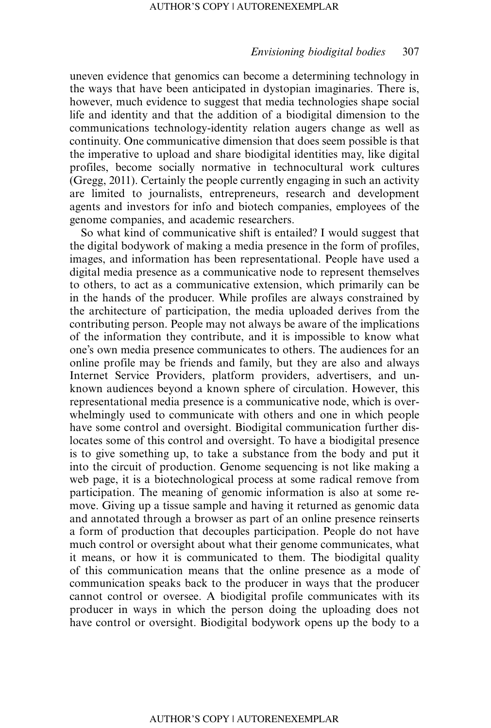uneven evidence that genomics can become a determining technology in the ways that have been anticipated in dystopian imaginaries. There is, however, much evidence to suggest that media technologies shape social life and identity and that the addition of a biodigital dimension to the communications technology-identity relation augers change as well as continuity. One communicative dimension that does seem possible is that the imperative to upload and share biodigital identities may, like digital profiles, become socially normative in technocultural work cultures (Gregg, 2011). Certainly the people currently engaging in such an activity are limited to journalists, entrepreneurs, research and development agents and investors for info and biotech companies, employees of the genome companies, and academic researchers.

So what kind of communicative shift is entailed? I would suggest that the digital bodywork of making a media presence in the form of profiles, images, and information has been representational. People have used a digital media presence as a communicative node to represent themselves to others, to act as a communicative extension, which primarily can be in the hands of the producer. While profiles are always constrained by the architecture of participation, the media uploaded derives from the contributing person. People may not always be aware of the implications of the information they contribute, and it is impossible to know what one's own media presence communicates to others. The audiences for an online profile may be friends and family, but they are also and always Internet Service Providers, platform providers, advertisers, and unknown audiences beyond a known sphere of circulation. However, this representational media presence is a communicative node, which is overwhelmingly used to communicate with others and one in which people have some control and oversight. Biodigital communication further dislocates some of this control and oversight. To have a biodigital presence is to give something up, to take a substance from the body and put it into the circuit of production. Genome sequencing is not like making a web page, it is a biotechnological process at some radical remove from participation. The meaning of genomic information is also at some remove. Giving up a tissue sample and having it returned as genomic data and annotated through a browser as part of an online presence reinserts a form of production that decouples participation. People do not have much control or oversight about what their genome communicates, what it means, or how it is communicated to them. The biodigital quality of this communication means that the online presence as a mode of communication speaks back to the producer in ways that the producer cannot control or oversee. A biodigital profile communicates with its producer in ways in which the person doing the uploading does not have control or oversight. Biodigital bodywork opens up the body to a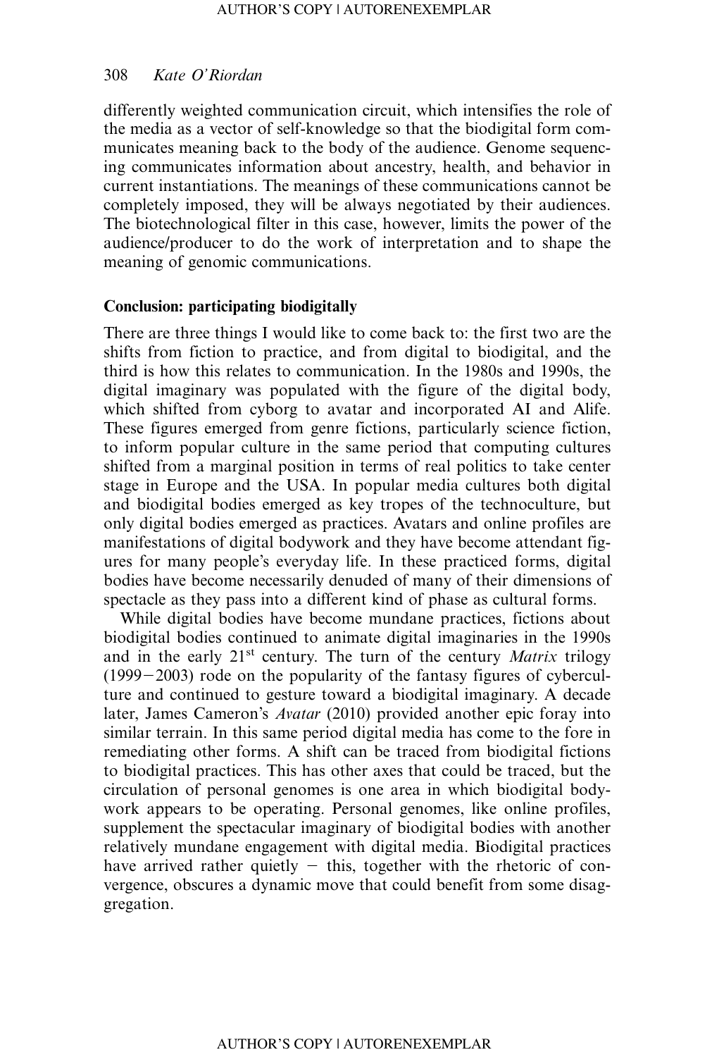differently weighted communication circuit, which intensifies the role of the media as a vector of self-knowledge so that the biodigital form communicates meaning back to the body of the audience. Genome sequencing communicates information about ancestry, health, and behavior in current instantiations. The meanings of these communications cannot be completely imposed, they will be always negotiated by their audiences. The biotechnological filter in this case, however, limits the power of the audience/producer to do the work of interpretation and to shape the meaning of genomic communications.

**Conclusion: participating biodigitally**

There are three things I would like to come back to: the first two are the shifts from fiction to practice, and from digital to biodigital, and the third is how this relates to communication. In the 1980s and 1990s, the digital imaginary was populated with the figure of the digital body, which shifted from cyborg to avatar and incorporated AI and Alife. These figures emerged from genre fictions, particularly science fiction, to inform popular culture in the same period that computing cultures shifted from a marginal position in terms of real politics to take center stage in Europe and the USA. In popular media cultures both digital and biodigital bodies emerged as key tropes of the technoculture, but only digital bodies emerged as practices. Avatars and online profiles are manifestations of digital bodywork and they have become attendant figures for many people's everyday life. In these practiced forms, digital bodies have become necessarily denuded of many of their dimensions of spectacle as they pass into a different kind of phase as cultural forms.

While digital bodies have become mundane practices, fictions about biodigital bodies continued to animate digital imaginaries in the 1990s and in the early 21st century. The turn of the century *Matrix* trilogy (1999−2003) rode on the popularity of the fantasy figures of cyberculture and continued to gesture toward a biodigital imaginary. A decade later, James Cameron's *Avatar* (2010) provided another epic foray into similar terrain. In this same period digital media has come to the fore in remediating other forms. A shift can be traced from biodigital fictions to biodigital practices. This has other axes that could be traced, but the circulation of personal genomes is one area in which biodigital bodywork appears to be operating. Personal genomes, like online profiles, supplement the spectacular imaginary of biodigital bodies with another relatively mundane engagement with digital media. Biodigital practices have arrived rather quietly − this, together with the rhetoric of convergence, obscures a dynamic move that could benefit from some disaggregation.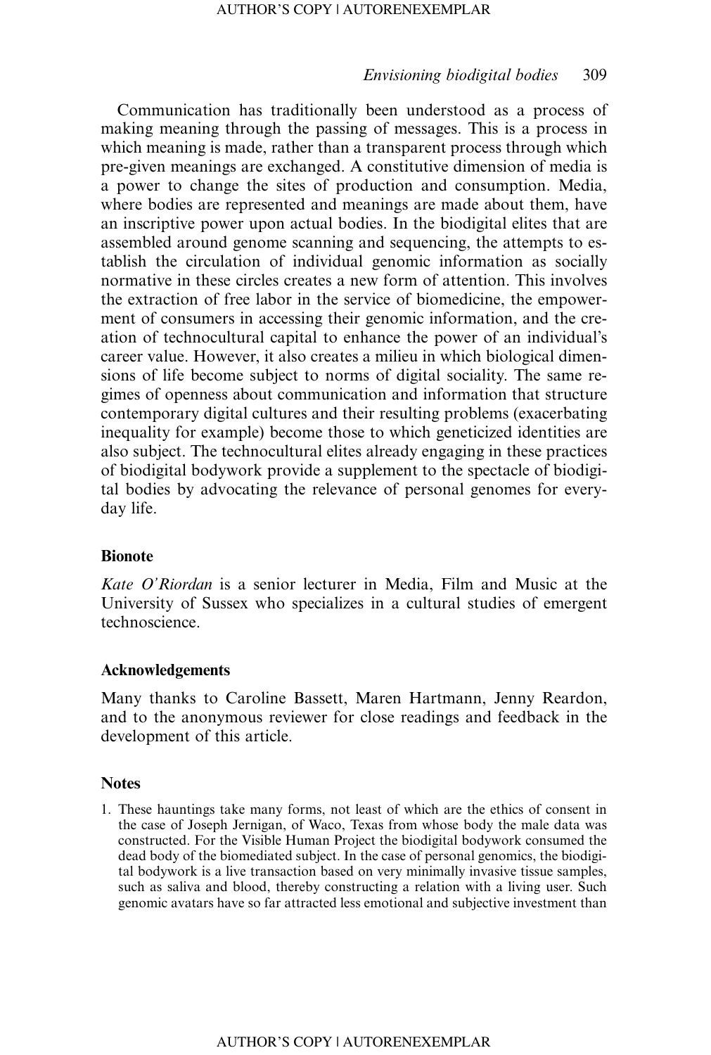Communication has traditionally been understood as a process of making meaning through the passing of messages. This is a process in which meaning is made, rather than a transparent process through which pre-given meanings are exchanged. A constitutive dimension of media is a power to change the sites of production and consumption. Media, where bodies are represented and meanings are made about them, have an inscriptive power upon actual bodies. In the biodigital elites that are assembled around genome scanning and sequencing, the attempts to establish the circulation of individual genomic information as socially normative in these circles creates a new form of attention. This involves the extraction of free labor in the service of biomedicine, the empowerment of consumers in accessing their genomic information, and the creation of technocultural capital to enhance the power of an individual's career value. However, it also creates a milieu in which biological dimensions of life become subject to norms of digital sociality. The same regimes of openness about communication and information that structure contemporary digital cultures and their resulting problems (exacerbating inequality for example) become those to which geneticized identities are also subject. The technocultural elites already engaging in these practices of biodigital bodywork provide a supplement to the spectacle of biodigital bodies by advocating the relevance of personal genomes for everyday life.

## Bionote

*Kate O'Riordan* is a senior lecturer in Media, Film and Music at the University of Sussex who specializes in a cultural studies of emergent technoscience.

## Acknowledgements

Many thanks to Caroline Bassett, Maren Hartmann, Jenny Reardon, and to the anonymous reviewer for close readings and feedback in the development of this article.

## Notes

1. These hauntings take many forms, not least of which are the ethics of consent in the case of Joseph Jernigan, of Waco, Texas from whose body the male data was constructed. For the Visible Human Project the biodigital bodywork consumed the dead body of the biomediated subject. In the case of personal genomics, the biodigital bodywork is a live transaction based on very minimally invasive tissue samples, such as saliva and blood, thereby constructing a relation with a living user. Such genomic avatars have so far attracted less emotional and subjective investment than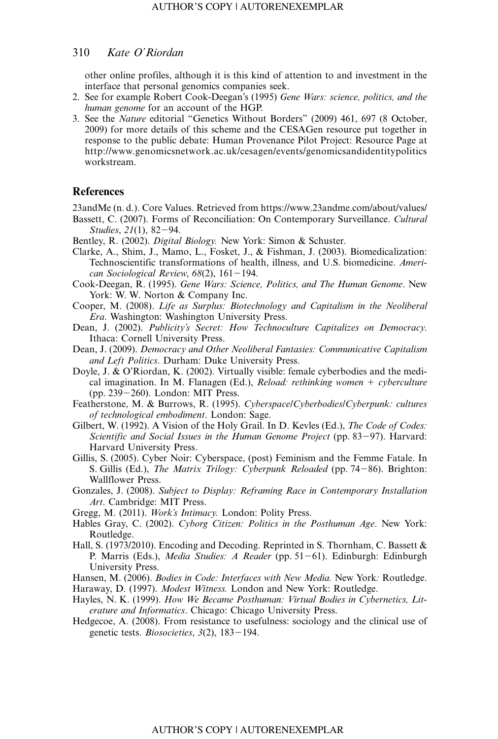other online profiles, although it is this kind of attention to and investment in the interface that personal genomics companies seek.

2. See for example Robert Cook-Deegan's (1995) *Gene Wars: science, politics, and the human genome* for an account of the HGP.
3. See the *Nature* editorial "Genetics Without Borders" (2009) 461, 697 (8 October, 2009) for more details of this scheme and the CESAGen resource put together in response to the public debate: Human Provenance Pilot Project: Resource Page at http://www.genomicsnetwork.ac.uk/cesagen/events/genomicsandidentitypolitics workstream.

## References

23andMe (n. d.). Core Values. Retrieved from https://www.23andme.com/about/values/

Bassett, C. (2007). Forms of Reconciliation: On Contemporary Surveillance. *Cultural Studies*, *21*(1), 82–94.

Bentley, R. (2002). *Digital Biology.* New York: Simon & Schuster.

Clarke, A., Shim, J., Mamo, L., Fosket, J., & Fishman, J. (2003). Biomedicalization: Technoscientific transformations of health, illness, and U.S. biomedicine. *American Sociological Review*, *68*(2), 161–194.

Cook-Deegan, R. (1995). *Gene Wars: Science, Politics, and The Human Genome*. New York: W. W. Norton & Company Inc.

Cooper, M. (2008). *Life as Surplus: Biotechnology and Capitalism in the Neoliberal Era*. Washington: Washington University Press.

Dean, J. (2002). *Publicity's Secret: How Technoculture Capitalizes on Democracy.* Ithaca: Cornell University Press.

Dean, J. (2009). *Democracy and Other Neoliberal Fantasies: Communicative Capitalism and Left Politics*. Durham: Duke University Press.

Doyle, J. & O'Riordan, K. (2002). Virtually visible: female cyberbodies and the medical imagination. In M. Flanagen (Ed.), *Reload: rethinking women + cyberculture* (pp. 239–260). London: MIT Press.

Featherstone, M. & Burrows, R. (1995). *Cyberspace/Cyberbodies/Cyberpunk: cultures of technological embodiment*. London: Sage.

Gilbert, W. (1992). A Vision of the Holy Grail. In D. Kevles (Ed.), *The Code of Codes: Scientific and Social Issues in the Human Genome Project* (pp. 83–97). Harvard: Harvard University Press.

Gillis, S. (2005). Cyber Noir: Cyberspace, (post) Feminism and the Femme Fatale. In S. Gillis (Ed.), *The Matrix Trilogy: Cyberpunk Reloaded* (pp. 74–86). Brighton: Wallflower Press.

Gonzales, J. (2008). *Subject to Display: Reframing Race in Contemporary Installation Art*. Cambridge: MIT Press.

Gregg, M. (2011). *Work's Intimacy.* London: Polity Press.

Hables Gray, C. (2002). *Cyborg Citizen: Politics in the Posthuman Age*. New York: Routledge.

Hall, S. (1973/2010). Encoding and Decoding. Reprinted in S. Thornham, C. Bassett & P. Marris (Eds.), *Media Studies: A Reader* (pp. 51–61). Edinburgh: Edinburgh University Press.

Hansen, M. (2006). *Bodies in Code: Interfaces with New Media.* New York: Routledge.

Haraway, D. (1997). *Modest Witness.* London and New York: Routledge.

Hayles, N. K. (1999). *How We Became Posthuman: Virtual Bodies in Cybernetics, Literature and Informatics*. Chicago: Chicago University Press.

Hedgecoe, A. (2008). From resistance to usefulness: sociology and the clinical use of genetic tests. *Biosocieties*, *3*(2), 183–194.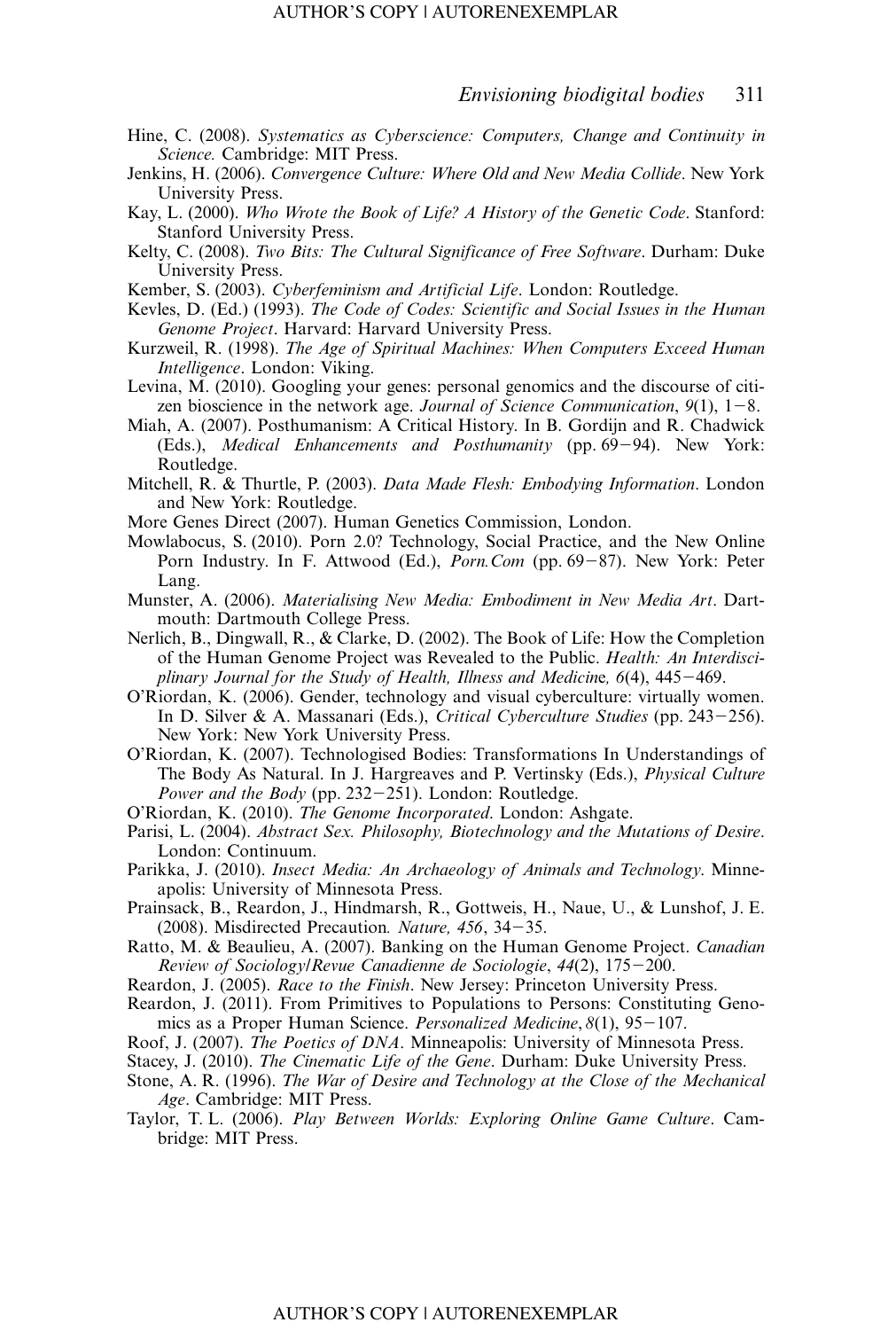Hine, C. (2008). *Systematics as Cyberscience: Computers, Change and Continuity in Science.* Cambridge: MIT Press.

Jenkins, H. (2006). *Convergence Culture: Where Old and New Media Collide*. New York University Press.

Kay, L. (2000). *Who Wrote the Book of Life? A History of the Genetic Code*. Stanford: Stanford University Press.

Kelty, C. (2008). *Two Bits: The Cultural Significance of Free Software*. Durham: Duke University Press.

Kember, S. (2003). *Cyberfeminism and Artificial Life*. London: Routledge.

Kevles, D. (Ed.) (1993). *The Code of Codes: Scientific and Social Issues in the Human Genome Project*. Harvard: Harvard University Press.

Kurzweil, R. (1998). *The Age of Spiritual Machines: When Computers Exceed Human Intelligence*. London: Viking.

Levina, M. (2010). Googling your genes: personal genomics and the discourse of citizen bioscience in the network age. *Journal of Science Communication*, *9*(1), 1–8.

Miah, A. (2007). Posthumanism: A Critical History. In B. Gordijn and R. Chadwick (Eds.), *Medical Enhancements and Posthumanity* (pp. 69–94). New York: Routledge.

Mitchell, R. & Thurtle, P. (2003). *Data Made Flesh: Embodying Information*. London and New York: Routledge.

More Genes Direct (2007). Human Genetics Commission, London.

Mowlabocus, S. (2010). Porn 2.0? Technology, Social Practice, and the New Online Porn Industry. In F. Attwood (Ed.), *Porn.Com* (pp. 69–87). New York: Peter Lang.

Munster, A. (2006). *Materialising New Media: Embodiment in New Media Art*. Dartmouth: Dartmouth College Press.

Nerlich, B., Dingwall, R., & Clarke, D. (2002). The Book of Life: How the Completion of the Human Genome Project was Revealed to the Public. *Health: An Interdisciplinary Journal for the Study of Health, Illness and Medicine, 6*(4), 445–469.

O'Riordan, K. (2006). Gender, technology and visual cyberculture: virtually women. In D. Silver & A. Massanari (Eds.), *Critical Cyberculture Studies* (pp. 243–256). New York: New York University Press.

O'Riordan, K. (2007). Technologised Bodies: Transformations In Understandings of The Body As Natural. In J. Hargreaves and P. Vertinsky (Eds.), *Physical Culture Power and the Body* (pp. 232–251). London: Routledge.

O'Riordan, K. (2010). *The Genome Incorporated*. London: Ashgate.

Parisi, L. (2004). *Abstract Sex. Philosophy, Biotechnology and the Mutations of Desire*. London: Continuum.

Parikka, J. (2010). *Insect Media: An Archaeology of Animals and Technology*. Minneapolis: University of Minnesota Press.

Prainsack, B., Reardon, J., Hindmarsh, R., Gottweis, H., Naue, U., & Lunshof, J. E. (2008). Misdirected Precaution. *Nature, 456*, 34–35.

Ratto, M. & Beaulieu, A. (2007). Banking on the Human Genome Project. *Canadian Review of Sociology/Revue Canadienne de Sociologie*, *44*(2), 175–200.

Reardon, J. (2005). *Race to the Finish*. New Jersey: Princeton University Press.

Reardon, J. (2011). From Primitives to Populations to Persons: Constituting Genomics as a Proper Human Science. *Personalized Medicine*, *8*(1), 95–107.

Roof, J. (2007). *The Poetics of DNA*. Minneapolis: University of Minnesota Press.

Stacey, J. (2010). *The Cinematic Life of the Gene*. Durham: Duke University Press.

Stone, A. R. (1996). *The War of Desire and Technology at the Close of the Mechanical Age*. Cambridge: MIT Press.

Taylor, T. L. (2006). *Play Between Worlds: Exploring Online Game Culture*. Cambridge: MIT Press.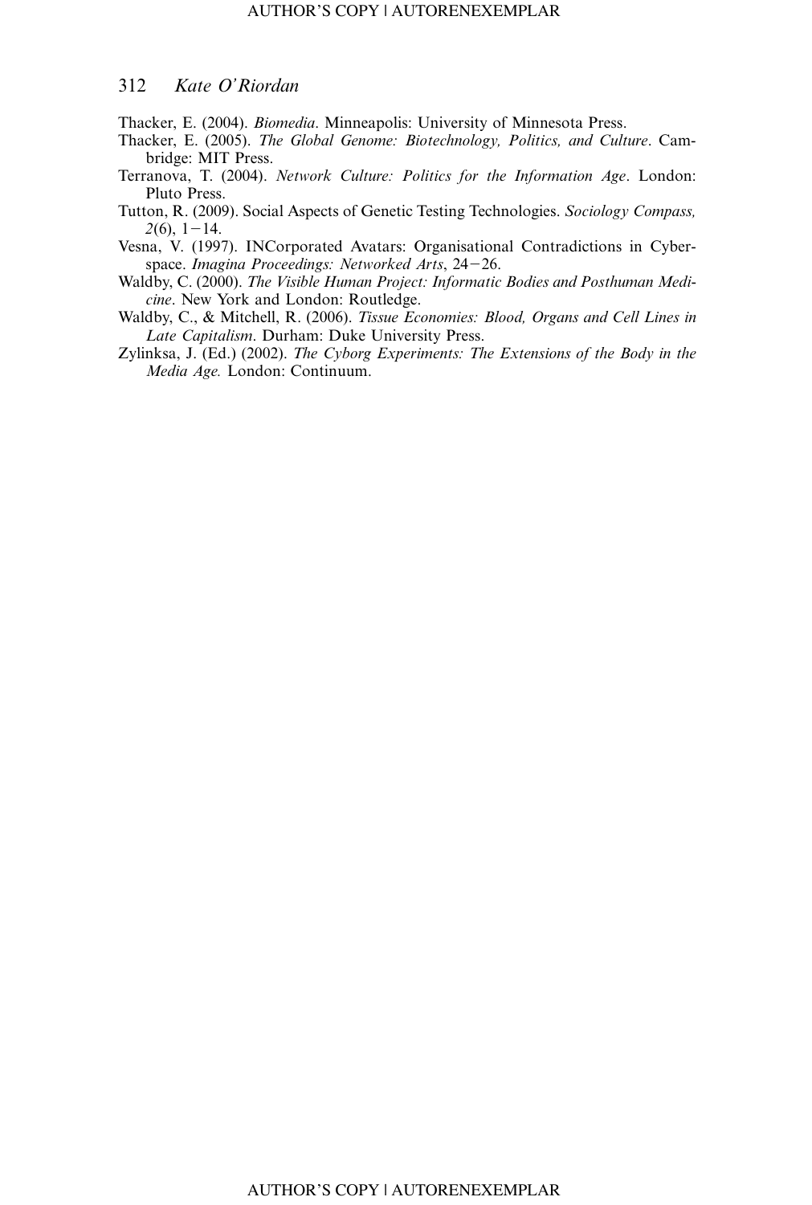Thacker, E. (2004). *Biomedia*. Minneapolis: University of Minnesota Press.

Thacker, E. (2005). *The Global Genome: Biotechnology, Politics, and Culture*. Cambridge: MIT Press.

Terranova, T. (2004). *Network Culture: Politics for the Information Age*. London: Pluto Press.

Tutton, R. (2009). Social Aspects of Genetic Testing Technologies. *Sociology Compass, 2*(6), 1–14.

Vesna, V. (1997). INCorporated Avatars: Organisational Contradictions in Cyberspace. *Imagina Proceedings: Networked Arts*, 24–26.

Waldby, C. (2000). *The Visible Human Project: Informatic Bodies and Posthuman Medicine*. New York and London: Routledge.

Waldby, C., & Mitchell, R. (2006). *Tissue Economies: Blood, Organs and Cell Lines in Late Capitalism*. Durham: Duke University Press.

Zylinksa, J. (Ed.) (2002). *The Cyborg Experiments: The Extensions of the Body in the Media Age.* London: Continuum.